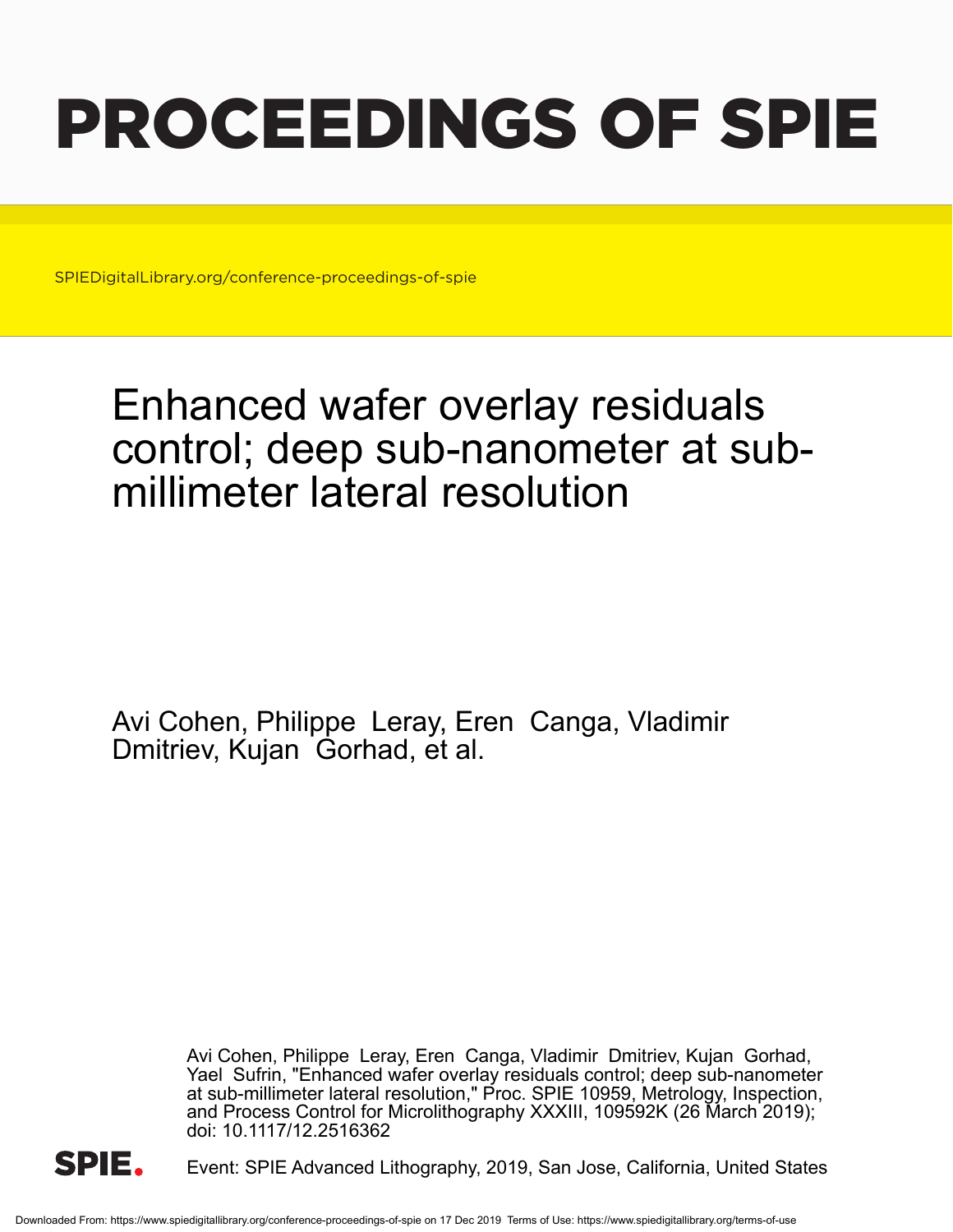# PROCEEDINGS OF SPIE

SPIEDigitalLibrary.org/conference-proceedings-of-spie

## Enhanced wafer overlay residuals control; deep sub-nanometer at sub-millimeter lateral resolution

Avi Cohen, Philippe Leray, Eren Canga, Vladimir Dmitriev, Kujan Gorhad, et al.

Avi Cohen, Philippe Leray, Eren Canga, Vladimir Dmitriev, Kujan Gorhad, Yael Sufrin, "Enhanced wafer overlay residuals control; deep sub-nanometer at sub-millimeter lateral resolution," Proc. SPIE 10959, Metrology, Inspection, and Process Control for Microlithography XXXIII, 109592K (26 March 2019); doi: 10.1117/12.2516362

SPIE.

Event: SPIE Advanced Lithography, 2019, San Jose, California, United States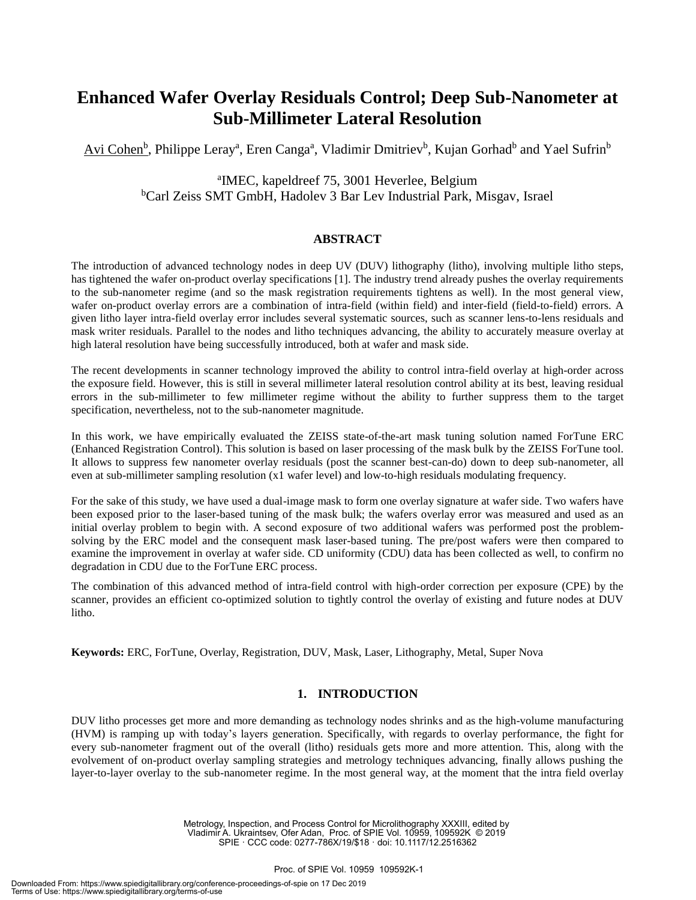# Enhanced Wafer Overlay Residuals Control; Deep Sub-Nanometer at Sub-Millimeter Lateral Resolution

Avi Cohen[b], Philippe Leray[a], Eren Canga[a], Vladimir Dmitriev[b], Kujan Gorhad[b] and Yael Sufrin[b]

[a]IMEC, kapeldreef 75, 3001 Heverlee, Belgium
[b]Carl Zeiss SMT GmbH, Hadolev 3 Bar Lev Industrial Park, Misgav, Israel

## ABSTRACT

The introduction of advanced technology nodes in deep UV (DUV) lithography (litho), involving multiple litho steps, has tightened the wafer on-product overlay specifications [1]. The industry trend already pushes the overlay requirements to the sub-nanometer regime (and so the mask registration requirements tightens as well). In the most general view, wafer on-product overlay errors are a combination of intra-field (within field) and inter-field (field-to-field) errors. A given litho layer intra-field overlay error includes several systematic sources, such as scanner lens-to-lens residuals and mask writer residuals. Parallel to the nodes and litho techniques advancing, the ability to accurately measure overlay at high lateral resolution have being successfully introduced, both at wafer and mask side.

The recent developments in scanner technology improved the ability to control intra-field overlay at high-order across the exposure field. However, this is still in several millimeter lateral resolution control ability at its best, leaving residual errors in the sub-millimeter to few millimeter regime without the ability to further suppress them to the target specification, nevertheless, not to the sub-nanometer magnitude.

In this work, we have empirically evaluated the ZEISS state-of-the-art mask tuning solution named ForTune ERC (Enhanced Registration Control). This solution is based on laser processing of the mask bulk by the ZEISS ForTune tool. It allows to suppress few nanometer overlay residuals (post the scanner best-can-do) down to deep sub-nanometer, all even at sub-millimeter sampling resolution (x1 wafer level) and low-to-high residuals modulating frequency.

For the sake of this study, we have used a dual-image mask to form one overlay signature at wafer side. Two wafers have been exposed prior to the laser-based tuning of the mask bulk; the wafers overlay error was measured and used as an initial overlay problem to begin with. A second exposure of two additional wafers was performed post the problem-solving by the ERC model and the consequent mask laser-based tuning. The pre/post wafers were then compared to examine the improvement in overlay at wafer side. CD uniformity (CDU) data has been collected as well, to confirm no degradation in CDU due to the ForTune ERC process.

The combination of this advanced method of intra-field control with high-order correction per exposure (CPE) by the scanner, provides an efficient co-optimized solution to tightly control the overlay of existing and future nodes at DUV litho.

**Keywords:** ERC, ForTune, Overlay, Registration, DUV, Mask, Laser, Lithography, Metal, Super Nova

## 1. INTRODUCTION

DUV litho processes get more and more demanding as technology nodes shrinks and as the high-volume manufacturing (HVM) is ramping up with today's layers generation. Specifically, with regards to overlay performance, the fight for every sub-nanometer fragment out of the overall (litho) residuals gets more and more attention. This, along with the evolvement of on-product overlay sampling strategies and metrology techniques advancing, finally allows pushing the layer-to-layer overlay to the sub-nanometer regime. In the most general way, at the moment that the intra field overlay

Metrology, Inspection, and Process Control for Microlithography XXXIII, edited by Vladimir A. Ukraintsev, Ofer Adan, Proc. of SPIE Vol. 10959, 109592K © 2019 SPIE · CCC code: 0277-786X/19/$18 · doi: 10.1117/12.2516362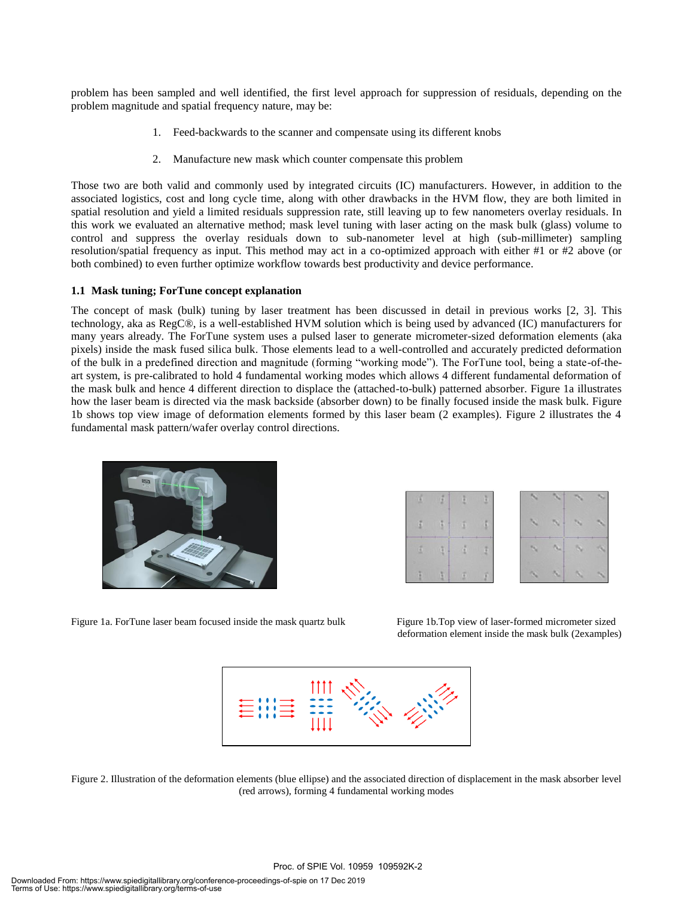problem has been sampled and well identified, the first level approach for suppression of residuals, depending on the problem magnitude and spatial frequency nature, may be:

1. Feed-backwards to the scanner and compensate using its different knobs
2. Manufacture new mask which counter compensate this problem

Those two are both valid and commonly used by integrated circuits (IC) manufacturers. However, in addition to the associated logistics, cost and long cycle time, along with other drawbacks in the HVM flow, they are both limited in spatial resolution and yield a limited residuals suppression rate, still leaving up to few nanometers overlay residuals. In this work we evaluated an alternative method; mask level tuning with laser acting on the mask bulk (glass) volume to control and suppress the overlay residuals down to sub-nanometer level at high (sub-millimeter) sampling resolution/spatial frequency as input. This method may act in a co-optimized approach with either #1 or #2 above (or both combined) to even further optimize workflow towards best productivity and device performance.

### 1.1 Mask tuning; ForTune concept explanation

The concept of mask (bulk) tuning by laser treatment has been discussed in detail in previous works [2, 3]. This technology, aka as RegC®, is a well-established HVM solution which is being used by advanced (IC) manufacturers for many years already. The ForTune system uses a pulsed laser to generate micrometer-sized deformation elements (aka pixels) inside the mask fused silica bulk. Those elements lead to a well-controlled and accurately predicted deformation of the bulk in a predefined direction and magnitude (forming "working mode"). The ForTune tool, being a state-of-the-art system, is pre-calibrated to hold 4 fundamental working modes which allows 4 different fundamental deformation of the mask bulk and hence 4 different direction to displace the (attached-to-bulk) patterned absorber. Figure 1a illustrates how the laser beam is directed via the mask backside (absorber down) to be finally focused inside the mask bulk. Figure 1b shows top view image of deformation elements formed by this laser beam (2 examples). Figure 2 illustrates the 4 fundamental mask pattern/wafer overlay control directions.

Figure 1a. ForTune laser beam focused inside the mask quartz bulk

Figure 1b.Top view of laser-formed micrometer sized deformation element inside the mask bulk (2examples)

Figure 2. Illustration of the deformation elements (blue ellipse) and the associated direction of displacement in the mask absorber level (red arrows), forming 4 fundamental working modes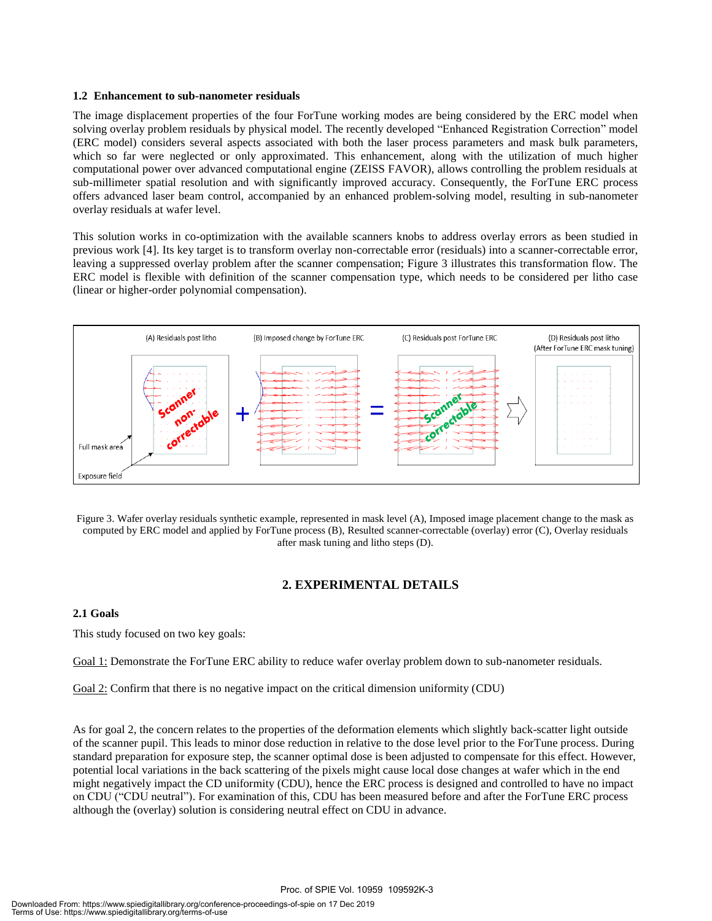### 1.2 Enhancement to sub-nanometer residuals

The image displacement properties of the four ForTune working modes are being considered by the ERC model when solving overlay problem residuals by physical model. The recently developed "Enhanced Registration Correction" model (ERC model) considers several aspects associated with both the laser process parameters and mask bulk parameters, which so far were neglected or only approximated. This enhancement, along with the utilization of much higher computational power over advanced computational engine (ZEISS FAVOR), allows controlling the problem residuals at sub-millimeter spatial resolution and with significantly improved accuracy. Consequently, the ForTune ERC process offers advanced laser beam control, accompanied by an enhanced problem-solving model, resulting in sub-nanometer overlay residuals at wafer level.

This solution works in co-optimization with the available scanners knobs to address overlay errors as been studied in previous work [4]. Its key target is to transform overlay non-correctable error (residuals) into a scanner-correctable error, leaving a suppressed overlay problem after the scanner compensation; Figure 3 illustrates this transformation flow. The ERC model is flexible with definition of the scanner compensation type, which needs to be considered per litho case (linear or higher-order polynomial compensation).

Figure 3. Wafer overlay residuals synthetic example, represented in mask level (A), Imposed image placement change to the mask as computed by ERC model and applied by ForTune process (B), Resulted scanner-correctable (overlay) error (C), Overlay residuals after mask tuning and litho steps (D).

## 2. EXPERIMENTAL DETAILS

### 2.1 Goals

This study focused on two key goals:

Goal 1: Demonstrate the ForTune ERC ability to reduce wafer overlay problem down to sub-nanometer residuals.

Goal 2: Confirm that there is no negative impact on the critical dimension uniformity (CDU)

As for goal 2, the concern relates to the properties of the deformation elements which slightly back-scatter light outside of the scanner pupil. This leads to minor dose reduction in relative to the dose level prior to the ForTune process. During standard preparation for exposure step, the scanner optimal dose is been adjusted to compensate for this effect. However, potential local variations in the back scattering of the pixels might cause local dose changes at wafer which in the end might negatively impact the CD uniformity (CDU), hence the ERC process is designed and controlled to have no impact on CDU ("CDU neutral"). For examination of this, CDU has been measured before and after the ForTune ERC process although the (overlay) solution is considering neutral effect on CDU in advance.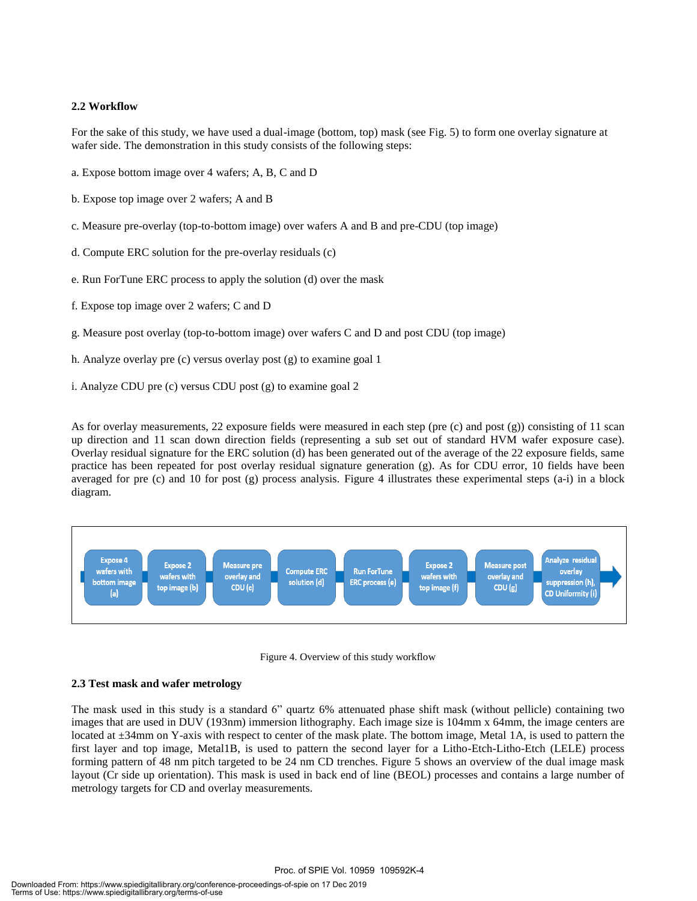### 2.2 Workflow

For the sake of this study, we have used a dual-image (bottom, top) mask (see Fig. 5) to form one overlay signature at wafer side. The demonstration in this study consists of the following steps:

a. Expose bottom image over 4 wafers; A, B, C and D

b. Expose top image over 2 wafers; A and B

c. Measure pre-overlay (top-to-bottom image) over wafers A and B and pre-CDU (top image)

d. Compute ERC solution for the pre-overlay residuals (c)

e. Run ForTune ERC process to apply the solution (d) over the mask

f. Expose top image over 2 wafers; C and D

g. Measure post overlay (top-to-bottom image) over wafers C and D and post CDU (top image)

h. Analyze overlay pre (c) versus overlay post (g) to examine goal 1

i. Analyze CDU pre (c) versus CDU post (g) to examine goal 2

As for overlay measurements, 22 exposure fields were measured in each step (pre (c) and post (g)) consisting of 11 scan up direction and 11 scan down direction fields (representing a sub set out of standard HVM wafer exposure case). Overlay residual signature for the ERC solution (d) has been generated out of the average of the 22 exposure fields, same practice has been repeated for post overlay residual signature generation (g). As for CDU error, 10 fields have been averaged for pre (c) and 10 for post (g) process analysis. Figure 4 illustrates these experimental steps (a-i) in a block diagram.

Expose 4 wafers with bottom image (a) → Expose 2 wafers with top image (b) → Measure pre overlay and CDU (c) → Compute ERC solution (d) → Run ForTune ERC process (e) → Expose 2 wafers with top image (f) → Measure post overlay and CDU (g) → Analyze residual overlay suppression (h), CD Uniformity (i)

Figure 4. Overview of this study workflow

### 2.3 Test mask and wafer metrology

The mask used in this study is a standard 6” quartz 6% attenuated phase shift mask (without pellicle) containing two images that are used in DUV (193nm) immersion lithography. Each image size is 104mm x 64mm, the image centers are located at ±34mm on Y-axis with respect to center of the mask plate. The bottom image, Metal 1A, is used to pattern the first layer and top image, Metal1B, is used to pattern the second layer for a Litho-Etch-Litho-Etch (LELE) process forming pattern of 48 nm pitch targeted to be 24 nm CD trenches. Figure 5 shows an overview of the dual image mask layout (Cr side up orientation). This mask is used in back end of line (BEOL) processes and contains a large number of metrology targets for CD and overlay measurements.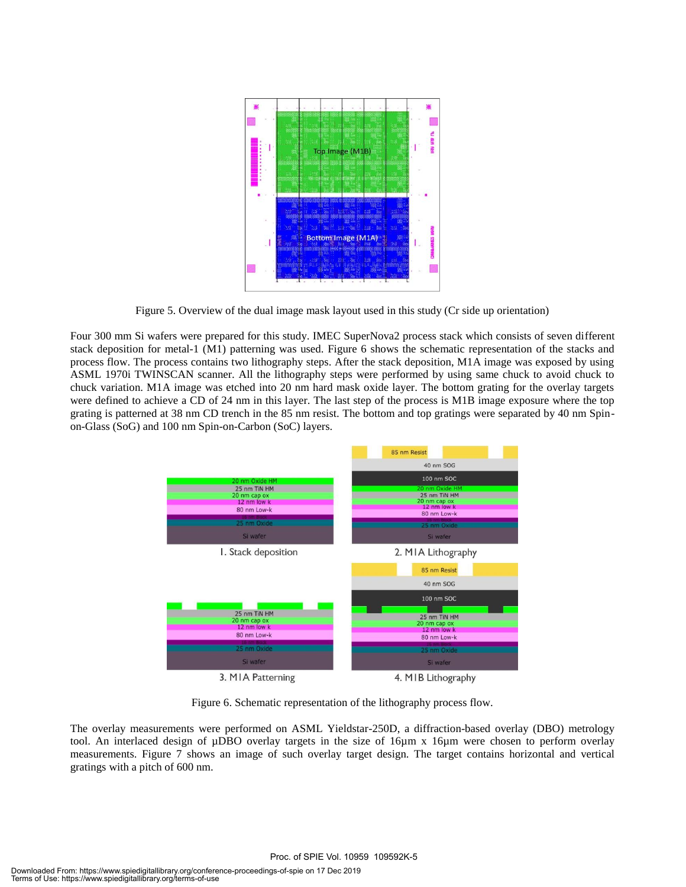Figure 5. Overview of the dual image mask layout used in this study (Cr side up orientation)

Four 300 mm Si wafers were prepared for this study. IMEC SuperNova2 process stack which consists of seven different stack deposition for metal-1 (M1) patterning was used. Figure 6 shows the schematic representation of the stacks and process flow. The process contains two lithography steps. After the stack deposition, M1A image was exposed by using ASML 1970i TWINSCAN scanner. All the lithography steps were performed by using same chuck to avoid chuck to chuck variation. M1A image was etched into 20 nm hard mask oxide layer. The bottom grating for the overlay targets were defined to achieve a CD of 24 nm in this layer. The last step of the process is M1B image exposure where the top grating is patterned at 38 nm CD trench in the 85 nm resist. The bottom and top gratings were separated by 40 nm Spin-on-Glass (SoG) and 100 nm Spin-on-Carbon (SoC) layers.

Figure 6. Schematic representation of the lithography process flow.

The overlay measurements were performed on ASML Yieldstar-250D, a diffraction-based overlay (DBO) metrology tool. An interlaced design of µDBO overlay targets in the size of 16µm x 16µm were chosen to perform overlay measurements. Figure 7 shows an image of such overlay target design. The target contains horizontal and vertical gratings with a pitch of 600 nm.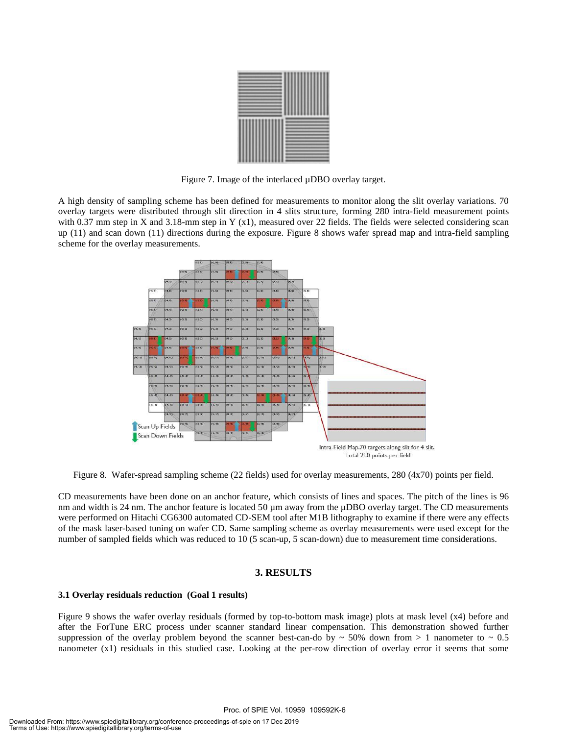Figure 7. Image of the interlaced µDBO overlay target.

A high density of sampling scheme has been defined for measurements to monitor along the slit overlay variations. 70 overlay targets were distributed through slit direction in 4 slits structure, forming 280 intra-field measurement points with 0.37 mm step in X and 3.18-mm step in Y (x1), measured over 22 fields. The fields were selected considering scan up (11) and scan down (11) directions during the exposure. Figure 8 shows wafer spread map and intra-field sampling scheme for the overlay measurements.

Figure 8. Wafer-spread sampling scheme (22 fields) used for overlay measurements, 280 (4x70) points per field.

CD measurements have been done on an anchor feature, which consists of lines and spaces. The pitch of the lines is 96 nm and width is 24 nm. The anchor feature is located 50 µm away from the µDBO overlay target. The CD measurements were performed on Hitachi CG6300 automated CD-SEM tool after M1B lithography to examine if there were any effects of the mask laser-based tuning on wafer CD. Same sampling scheme as overlay measurements were used except for the number of sampled fields which was reduced to 10 (5 scan-up, 5 scan-down) due to measurement time considerations.

## 3. RESULTS

### 3.1 Overlay residuals reduction (Goal 1 results)

Figure 9 shows the wafer overlay residuals (formed by top-to-bottom mask image) plots at mask level (x4) before and after the ForTune ERC process under scanner standard linear compensation. This demonstration showed further suppression of the overlay problem beyond the scanner best-can-do by ~ 50% down from > 1 nanometer to ~ 0.5 nanometer (x1) residuals in this studied case. Looking at the per-row direction of overlay error it seems that some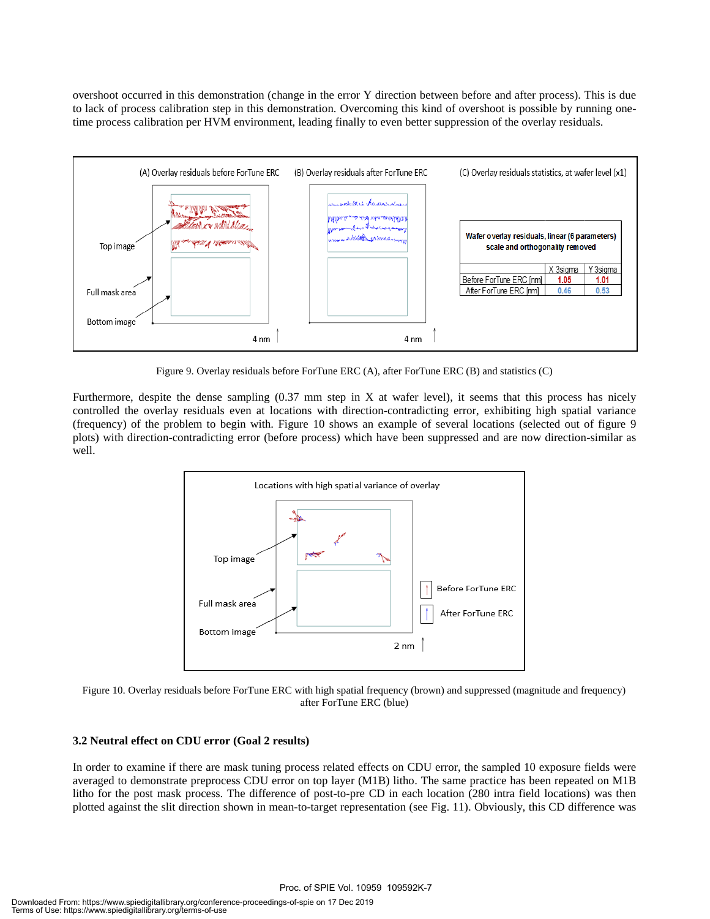overshoot occurred in this demonstration (change in the error Y direction between before and after process). This is due to lack of process calibration step in this demonstration. Overcoming this kind of overshoot is possible by running one-time process calibration per HVM environment, leading finally to even better suppression of the overlay residuals.

(A) Overlay residuals before ForTune ERC (B) Overlay residuals after ForTune ERC (C) Overlay residuals statistics, at wafer level (x1)

| Wafer overlay residuals, linear (6 parameters) scale and orthogonality removed | X 3sigma | Y 3sigma |
|---|---|---|
| Before ForTune ERC [nm] | 1.05 | 1.01 |
| After ForTune ERC [nm] | 0.46 | 0.53 |

Figure 9. Overlay residuals before ForTune ERC (A), after ForTune ERC (B) and statistics (C)

Furthermore, despite the dense sampling (0.37 mm step in X at wafer level), it seems that this process has nicely controlled the overlay residuals even at locations with direction-contradicting error, exhibiting high spatial variance (frequency) of the problem to begin with. Figure 10 shows an example of several locations (selected out of figure 9 plots) with direction-contradicting error (before process) which have been suppressed and are now direction-similar as well.

Figure 10. Overlay residuals before ForTune ERC with high spatial frequency (brown) and suppressed (magnitude and frequency) after ForTune ERC (blue)

### 3.2 Neutral effect on CDU error (Goal 2 results)

In order to examine if there are mask tuning process related effects on CDU error, the sampled 10 exposure fields were averaged to demonstrate preprocess CDU error on top layer (M1B) litho. The same practice has been repeated on M1B litho for the post mask process. The difference of post-to-pre CD in each location (280 intra field locations) was then plotted against the slit direction shown in mean-to-target representation (see Fig. 11). Obviously, this CD difference was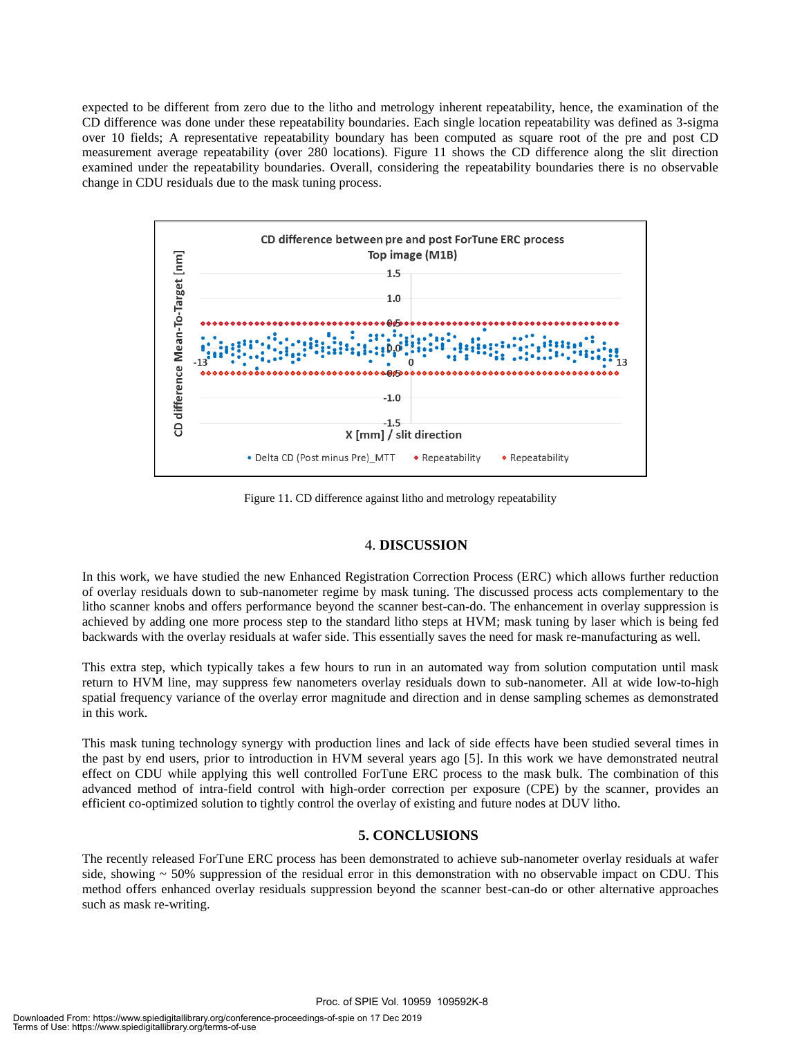expected to be different from zero due to the litho and metrology inherent repeatability, hence, the examination of the CD difference was done under these repeatability boundaries. Each single location repeatability was defined as 3-sigma over 10 fields; A representative repeatability boundary has been computed as square root of the pre and post CD measurement average repeatability (over 280 locations). Figure 11 shows the CD difference along the slit direction examined under the repeatability boundaries. Overall, considering the repeatability boundaries there is no observable change in CDU residuals due to the mask tuning process.

Figure 11. CD difference against litho and metrology repeatability

## 4. DISCUSSION

In this work, we have studied the new Enhanced Registration Correction Process (ERC) which allows further reduction of overlay residuals down to sub-nanometer regime by mask tuning. The discussed process acts complementary to the litho scanner knobs and offers performance beyond the scanner best-can-do. The enhancement in overlay suppression is achieved by adding one more process step to the standard litho steps at HVM; mask tuning by laser which is being fed backwards with the overlay residuals at wafer side. This essentially saves the need for mask re-manufacturing as well.

This extra step, which typically takes a few hours to run in an automated way from solution computation until mask return to HVM line, may suppress few nanometers overlay residuals down to sub-nanometer. All at wide low-to-high spatial frequency variance of the overlay error magnitude and direction and in dense sampling schemes as demonstrated in this work.

This mask tuning technology synergy with production lines and lack of side effects have been studied several times in the past by end users, prior to introduction in HVM several years ago [5]. In this work we have demonstrated neutral effect on CDU while applying this well controlled ForTune ERC process to the mask bulk. The combination of this advanced method of intra-field control with high-order correction per exposure (CPE) by the scanner, provides an efficient co-optimized solution to tightly control the overlay of existing and future nodes at DUV litho.

## 5. CONCLUSIONS

The recently released ForTune ERC process has been demonstrated to achieve sub-nanometer overlay residuals at wafer side, showing ~ 50% suppression of the residual error in this demonstration with no observable impact on CDU. This method offers enhanced overlay residuals suppression beyond the scanner best-can-do or other alternative approaches such as mask re-writing.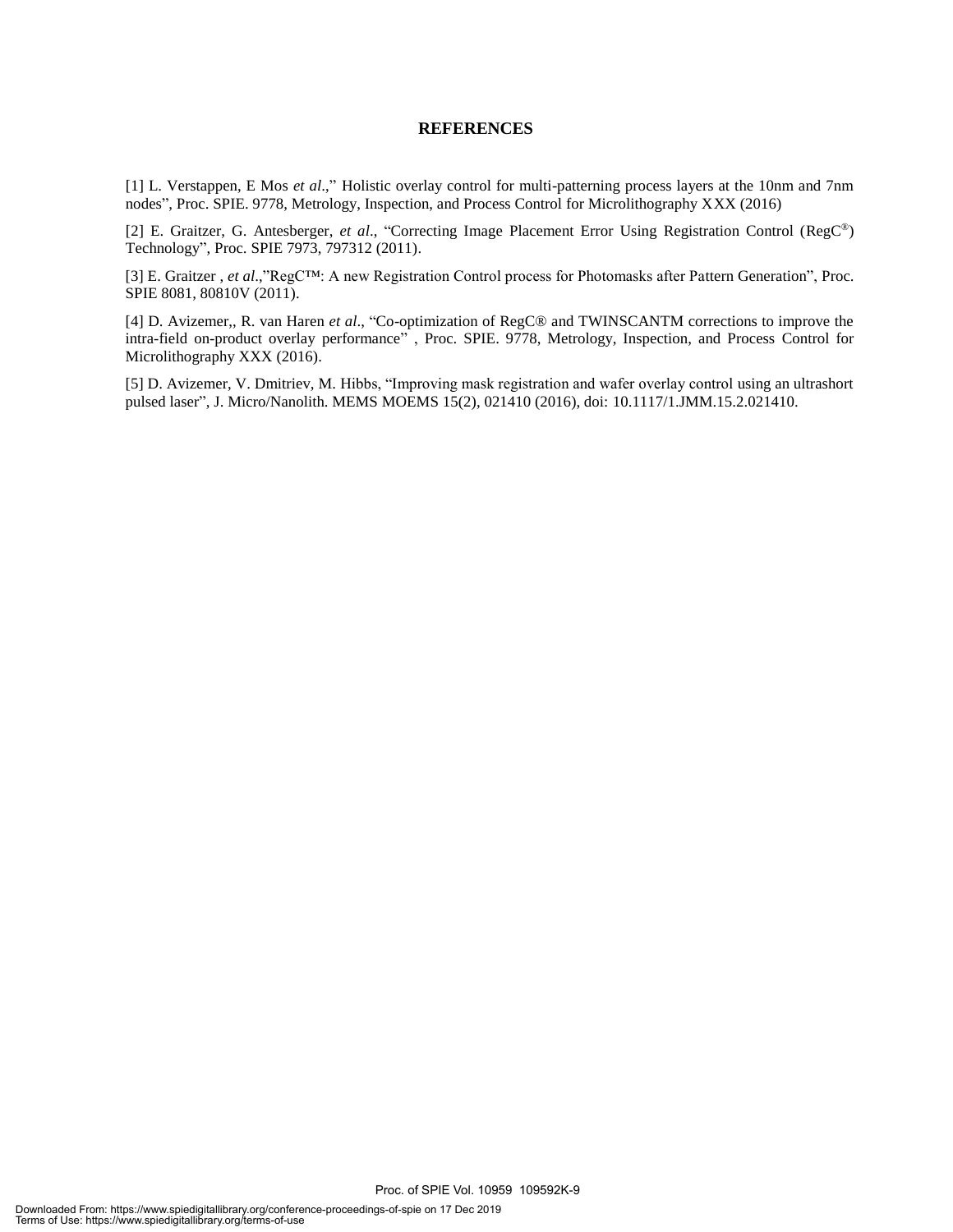## REFERENCES

[1] L. Verstappen, E Mos *et al*.," Holistic overlay control for multi-patterning process layers at the 10nm and 7nm nodes", Proc. SPIE. 9778, Metrology, Inspection, and Process Control for Microlithography XXX (2016)

[2] E. Graitzer, G. Antesberger, *et al*., "Correcting Image Placement Error Using Registration Control (RegC®) Technology", Proc. SPIE 7973, 797312 (2011).

[3] E. Graitzer , *et al*.,"RegC™: A new Registration Control process for Photomasks after Pattern Generation", Proc. SPIE 8081, 80810V (2011).

[4] D. Avizemer,, R. van Haren *et al*., "Co-optimization of RegC® and TWINSCANTM corrections to improve the intra-field on-product overlay performance" , Proc. SPIE. 9778, Metrology, Inspection, and Process Control for Microlithography XXX (2016).

[5] D. Avizemer, V. Dmitriev, M. Hibbs, "Improving mask registration and wafer overlay control using an ultrashort pulsed laser", J. Micro/Nanolith. MEMS MOEMS 15(2), 021410 (2016), doi: 10.1117/1.JMM.15.2.021410.